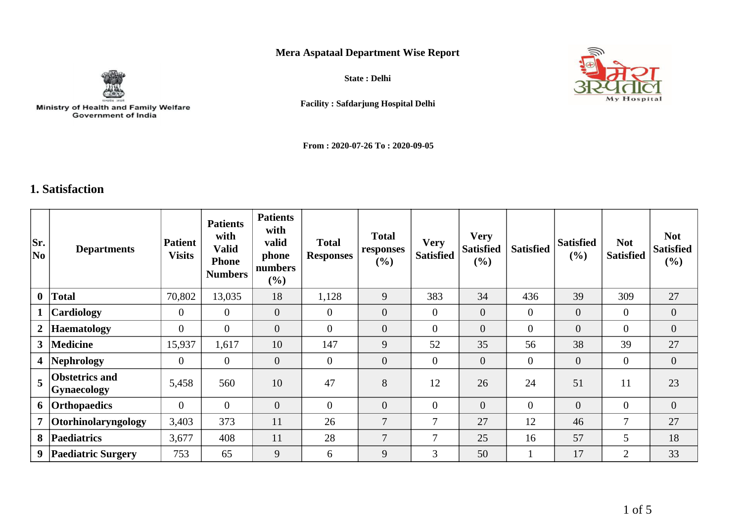Ministry of Health and Family Welfare
Government of India

# Mera Aspataal Department Wise Report

**State : Delhi**

**Facility : Safdarjung Hospital Delhi**

**From : 2020-07-26 To : 2020-09-05**

## 1. Satisfaction

| Sr. No | Departments | Patient Visits | Patients with Valid Phone Numbers | Patients with valid phone numbers (%) | Total Responses | Total responses (%) | Very Satisfied | Very Satisfied (%) | Satisfied | Satisfied (%) | Not Satisfied | Not Satisfied (%) |
|---|---|---|---|---|---|---|---|---|---|---|---|---|
| **0** | **Total** | 70,802 | 13,035 | 18 | 1,128 | 9 | 383 | 34 | 436 | 39 | 309 | 27 |
| **1** | **Cardiology** | 0 | 0 | 0 | 0 | 0 | 0 | 0 | 0 | 0 | 0 | 0 |
| **2** | **Haematology** | 0 | 0 | 0 | 0 | 0 | 0 | 0 | 0 | 0 | 0 | 0 |
| **3** | **Medicine** | 15,937 | 1,617 | 10 | 147 | 9 | 52 | 35 | 56 | 38 | 39 | 27 |
| **4** | **Nephrology** | 0 | 0 | 0 | 0 | 0 | 0 | 0 | 0 | 0 | 0 | 0 |
| **5** | **Obstetrics and Gynaecology** | 5,458 | 560 | 10 | 47 | 8 | 12 | 26 | 24 | 51 | 11 | 23 |
| **6** | **Orthopaedics** | 0 | 0 | 0 | 0 | 0 | 0 | 0 | 0 | 0 | 0 | 0 |
| **7** | **Otorhinolaryngology** | 3,403 | 373 | 11 | 26 | 7 | 7 | 27 | 12 | 46 | 7 | 27 |
| **8** | **Paediatrics** | 3,677 | 408 | 11 | 28 | 7 | 7 | 25 | 16 | 57 | 5 | 18 |
| **9** | **Paediatric Surgery** | 753 | 65 | 9 | 6 | 9 | 3 | 50 | 1 | 17 | 2 | 33 |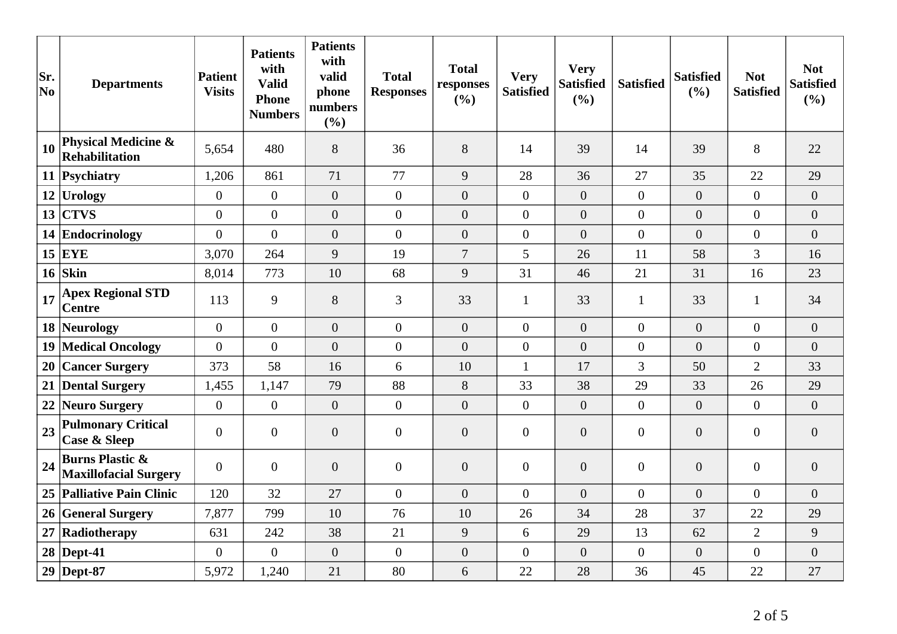| Sr. No | Departments | Patient Visits | Patients with Valid Phone Numbers | Patients with valid phone numbers (%) | Total Responses | Total responses (%) | Very Satisfied | Very Satisfied (%) | Satisfied | Satisfied (%) | Not Satisfied | Not Satisfied (%) |
|---|---|---|---|---|---|---|---|---|---|---|---|---|
| 10 | **Physical Medicine & Rehabilitation** | 5,654 | 480 | 8 | 36 | 8 | 14 | 39 | 14 | 39 | 8 | 22 |
| 11 | **Psychiatry** | 1,206 | 861 | 71 | 77 | 9 | 28 | 36 | 27 | 35 | 22 | 29 |
| 12 | **Urology** | 0 | 0 | 0 | 0 | 0 | 0 | 0 | 0 | 0 | 0 | 0 |
| 13 | **CTVS** | 0 | 0 | 0 | 0 | 0 | 0 | 0 | 0 | 0 | 0 | 0 |
| 14 | **Endocrinology** | 0 | 0 | 0 | 0 | 0 | 0 | 0 | 0 | 0 | 0 | 0 |
| 15 | **EYE** | 3,070 | 264 | 9 | 19 | 7 | 5 | 26 | 11 | 58 | 3 | 16 |
| 16 | **Skin** | 8,014 | 773 | 10 | 68 | 9 | 31 | 46 | 21 | 31 | 16 | 23 |
| 17 | **Apex Regional STD Centre** | 113 | 9 | 8 | 3 | 33 | 1 | 33 | 1 | 33 | 1 | 34 |
| 18 | **Neurology** | 0 | 0 | 0 | 0 | 0 | 0 | 0 | 0 | 0 | 0 | 0 |
| 19 | **Medical Oncology** | 0 | 0 | 0 | 0 | 0 | 0 | 0 | 0 | 0 | 0 | 0 |
| 20 | **Cancer Surgery** | 373 | 58 | 16 | 6 | 10 | 1 | 17 | 3 | 50 | 2 | 33 |
| 21 | **Dental Surgery** | 1,455 | 1,147 | 79 | 88 | 8 | 33 | 38 | 29 | 33 | 26 | 29 |
| 22 | **Neuro Surgery** | 0 | 0 | 0 | 0 | 0 | 0 | 0 | 0 | 0 | 0 | 0 |
| 23 | **Pulmonary Critical Case & Sleep** | 0 | 0 | 0 | 0 | 0 | 0 | 0 | 0 | 0 | 0 | 0 |
| 24 | **Burns Plastic & Maxillofacial Surgery** | 0 | 0 | 0 | 0 | 0 | 0 | 0 | 0 | 0 | 0 | 0 |
| 25 | **Palliative Pain Clinic** | 120 | 32 | 27 | 0 | 0 | 0 | 0 | 0 | 0 | 0 | 0 |
| 26 | **General Surgery** | 7,877 | 799 | 10 | 76 | 10 | 26 | 34 | 28 | 37 | 22 | 29 |
| 27 | **Radiotherapy** | 631 | 242 | 38 | 21 | 9 | 6 | 29 | 13 | 62 | 2 | 9 |
| 28 | **Dept-41** | 0 | 0 | 0 | 0 | 0 | 0 | 0 | 0 | 0 | 0 | 0 |
| 29 | **Dept-87** | 5,972 | 1,240 | 21 | 80 | 6 | 22 | 28 | 36 | 45 | 22 | 27 |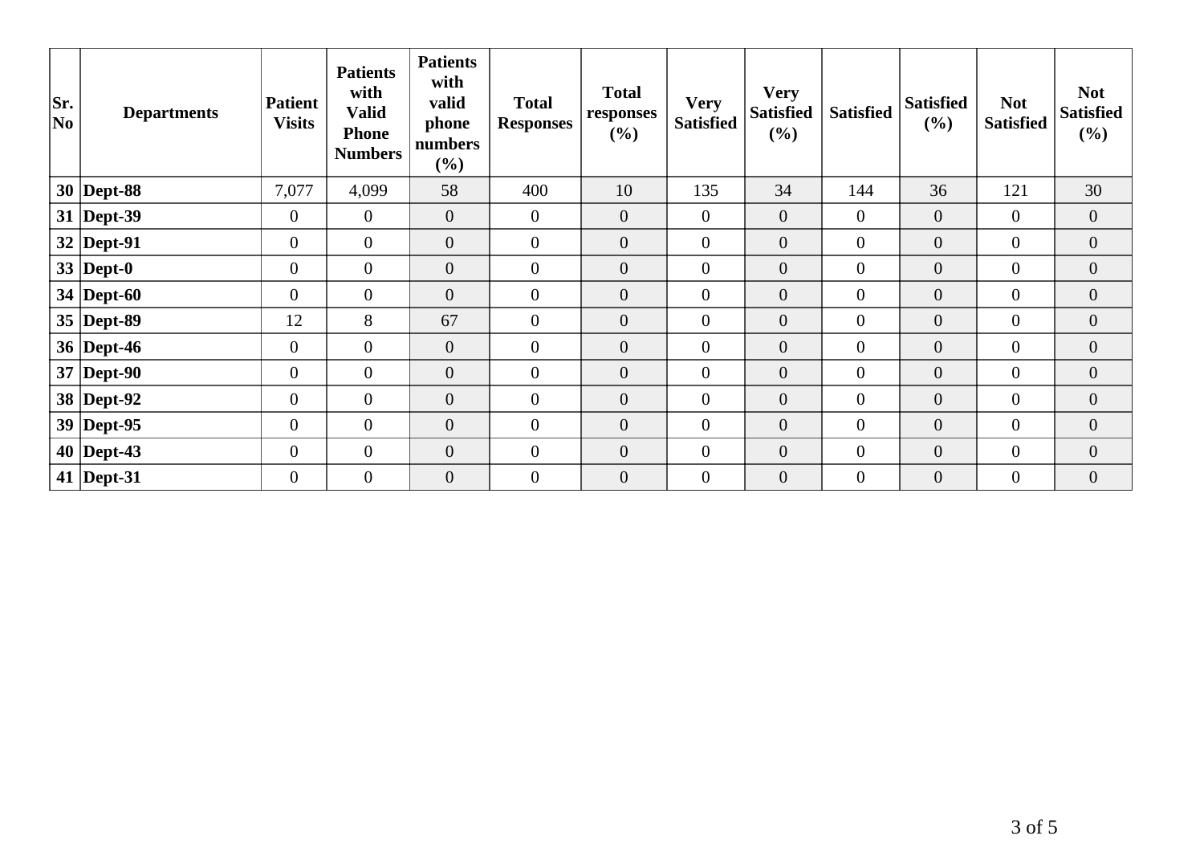| Sr. No | Departments | Patient Visits | Patients with Valid Phone Numbers | Patients with valid phone numbers (%) | Total Responses | Total responses (%) | Very Satisfied | Very Satisfied (%) | Satisfied | Satisfied (%) | Not Satisfied | Not Satisfied (%) |
|---|---|---|---|---|---|---|---|---|---|---|---|---|
| **30** | **Dept-88** | 7,077 | 4,099 | 58 | 400 | 10 | 135 | 34 | 144 | 36 | 121 | 30 |
| **31** | **Dept-39** | 0 | 0 | 0 | 0 | 0 | 0 | 0 | 0 | 0 | 0 | 0 |
| **32** | **Dept-91** | 0 | 0 | 0 | 0 | 0 | 0 | 0 | 0 | 0 | 0 | 0 |
| **33** | **Dept-0** | 0 | 0 | 0 | 0 | 0 | 0 | 0 | 0 | 0 | 0 | 0 |
| **34** | **Dept-60** | 0 | 0 | 0 | 0 | 0 | 0 | 0 | 0 | 0 | 0 | 0 |
| **35** | **Dept-89** | 12 | 8 | 67 | 0 | 0 | 0 | 0 | 0 | 0 | 0 | 0 |
| **36** | **Dept-46** | 0 | 0 | 0 | 0 | 0 | 0 | 0 | 0 | 0 | 0 | 0 |
| **37** | **Dept-90** | 0 | 0 | 0 | 0 | 0 | 0 | 0 | 0 | 0 | 0 | 0 |
| **38** | **Dept-92** | 0 | 0 | 0 | 0 | 0 | 0 | 0 | 0 | 0 | 0 | 0 |
| **39** | **Dept-95** | 0 | 0 | 0 | 0 | 0 | 0 | 0 | 0 | 0 | 0 | 0 |
| **40** | **Dept-43** | 0 | 0 | 0 | 0 | 0 | 0 | 0 | 0 | 0 | 0 | 0 |
| **41** | **Dept-31** | 0 | 0 | 0 | 0 | 0 | 0 | 0 | 0 | 0 | 0 | 0 |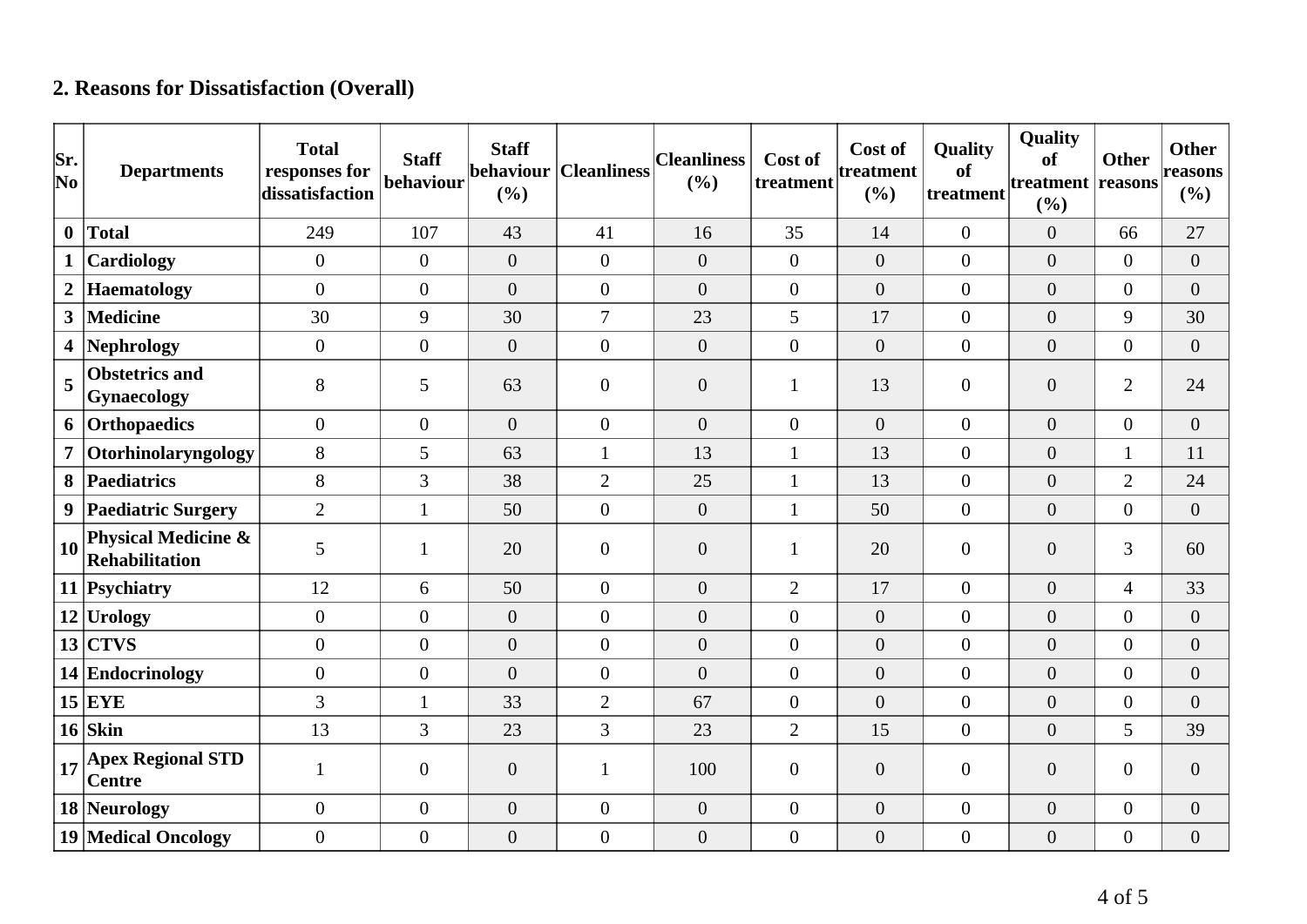## 2. Reasons for Dissatisfaction (Overall)

| Sr. No | Departments | Total responses for dissatisfaction | Staff behaviour | Staff behaviour (%) | Cleanliness | Cleanliness (%) | Cost of treatment | Cost of treatment (%) | Quality of treatment | Quality of treatment (%) | Other reasons | Other reasons (%) |
|---|---|---|---|---|---|---|---|---|---|---|---|---|
| 0 | **Total** | 249 | 107 | 43 | 41 | 16 | 35 | 14 | 0 | 0 | 66 | 27 |
| 1 | **Cardiology** | 0 | 0 | 0 | 0 | 0 | 0 | 0 | 0 | 0 | 0 | 0 |
| 2 | **Haematology** | 0 | 0 | 0 | 0 | 0 | 0 | 0 | 0 | 0 | 0 | 0 |
| 3 | **Medicine** | 30 | 9 | 30 | 7 | 23 | 5 | 17 | 0 | 0 | 9 | 30 |
| 4 | **Nephrology** | 0 | 0 | 0 | 0 | 0 | 0 | 0 | 0 | 0 | 0 | 0 |
| 5 | **Obstetrics and Gynaecology** | 8 | 5 | 63 | 0 | 0 | 1 | 13 | 0 | 0 | 2 | 24 |
| 6 | **Orthopaedics** | 0 | 0 | 0 | 0 | 0 | 0 | 0 | 0 | 0 | 0 | 0 |
| 7 | **Otorhinolaryngology** | 8 | 5 | 63 | 1 | 13 | 1 | 13 | 0 | 0 | 1 | 11 |
| 8 | **Paediatrics** | 8 | 3 | 38 | 2 | 25 | 1 | 13 | 0 | 0 | 2 | 24 |
| 9 | **Paediatric Surgery** | 2 | 1 | 50 | 0 | 0 | 1 | 50 | 0 | 0 | 0 | 0 |
| 10 | **Physical Medicine & Rehabilitation** | 5 | 1 | 20 | 0 | 0 | 1 | 20 | 0 | 0 | 3 | 60 |
| 11 | **Psychiatry** | 12 | 6 | 50 | 0 | 0 | 2 | 17 | 0 | 0 | 4 | 33 |
| 12 | **Urology** | 0 | 0 | 0 | 0 | 0 | 0 | 0 | 0 | 0 | 0 | 0 |
| 13 | **CTVS** | 0 | 0 | 0 | 0 | 0 | 0 | 0 | 0 | 0 | 0 | 0 |
| 14 | **Endocrinology** | 0 | 0 | 0 | 0 | 0 | 0 | 0 | 0 | 0 | 0 | 0 |
| 15 | **EYE** | 3 | 1 | 33 | 2 | 67 | 0 | 0 | 0 | 0 | 0 | 0 |
| 16 | **Skin** | 13 | 3 | 23 | 3 | 23 | 2 | 15 | 0 | 0 | 5 | 39 |
| 17 | **Apex Regional STD Centre** | 1 | 0 | 0 | 1 | 100 | 0 | 0 | 0 | 0 | 0 | 0 |
| 18 | **Neurology** | 0 | 0 | 0 | 0 | 0 | 0 | 0 | 0 | 0 | 0 | 0 |
| 19 | **Medical Oncology** | 0 | 0 | 0 | 0 | 0 | 0 | 0 | 0 | 0 | 0 | 0 |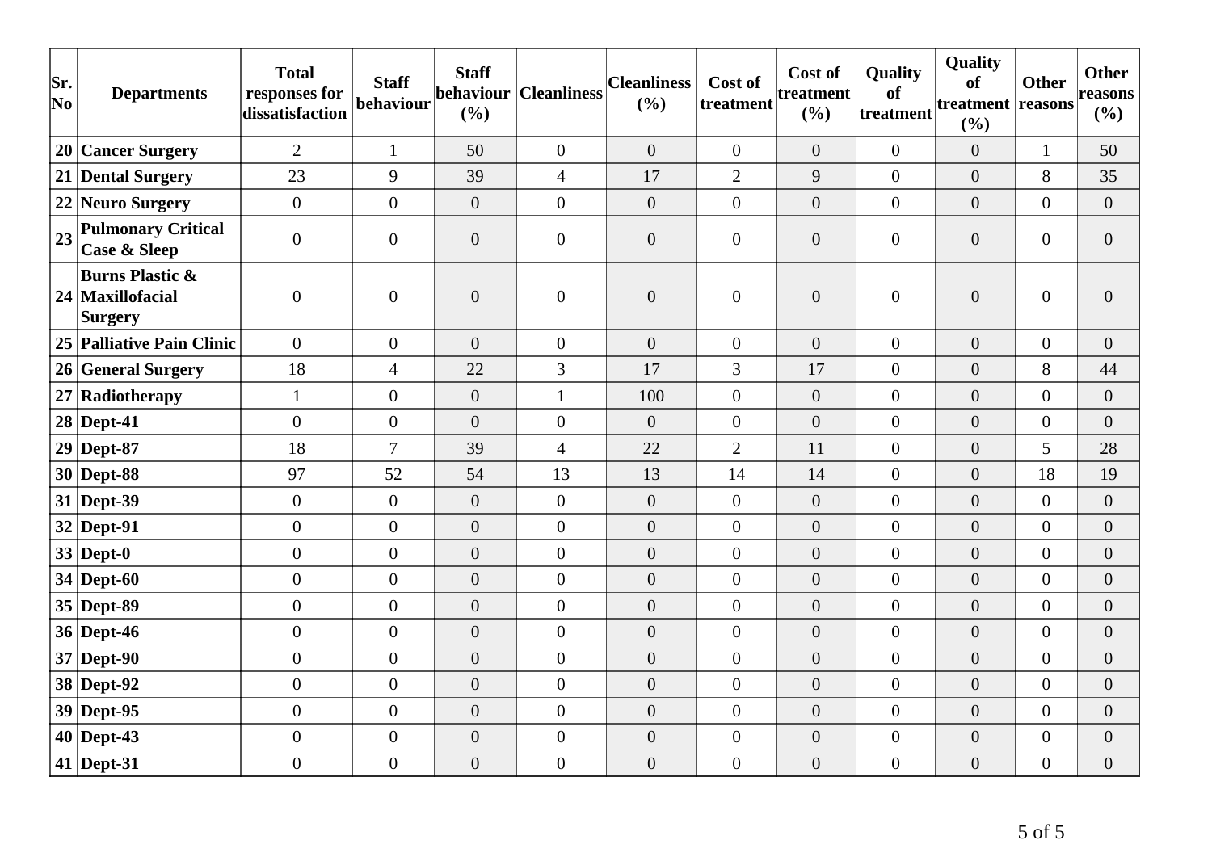| Sr. No | Departments | Total responses for dissatisfaction | Staff behaviour | Staff behaviour (%) | Cleanliness | Cleanliness (%) | Cost of treatment | Cost of treatment (%) | Quality of treatment | Quality of treatment (%) | Other reasons | Other reasons (%) |
|---|---|---|---|---|---|---|---|---|---|---|---|---|
| 20 | Cancer Surgery | 2 | 1 | 50 | 0 | 0 | 0 | 0 | 0 | 0 | 1 | 50 |
| 21 | Dental Surgery | 23 | 9 | 39 | 4 | 17 | 2 | 9 | 0 | 0 | 8 | 35 |
| 22 | Neuro Surgery | 0 | 0 | 0 | 0 | 0 | 0 | 0 | 0 | 0 | 0 | 0 |
| 23 | Pulmonary Critical Case & Sleep | 0 | 0 | 0 | 0 | 0 | 0 | 0 | 0 | 0 | 0 | 0 |
| 24 | Burns Plastic & Maxillofacial Surgery | 0 | 0 | 0 | 0 | 0 | 0 | 0 | 0 | 0 | 0 | 0 |
| 25 | Palliative Pain Clinic | 0 | 0 | 0 | 0 | 0 | 0 | 0 | 0 | 0 | 0 | 0 |
| 26 | General Surgery | 18 | 4 | 22 | 3 | 17 | 3 | 17 | 0 | 0 | 8 | 44 |
| 27 | Radiotherapy | 1 | 0 | 0 | 1 | 100 | 0 | 0 | 0 | 0 | 0 | 0 |
| 28 | Dept-41 | 0 | 0 | 0 | 0 | 0 | 0 | 0 | 0 | 0 | 0 | 0 |
| 29 | Dept-87 | 18 | 7 | 39 | 4 | 22 | 2 | 11 | 0 | 0 | 5 | 28 |
| 30 | Dept-88 | 97 | 52 | 54 | 13 | 13 | 14 | 14 | 0 | 0 | 18 | 19 |
| 31 | Dept-39 | 0 | 0 | 0 | 0 | 0 | 0 | 0 | 0 | 0 | 0 | 0 |
| 32 | Dept-91 | 0 | 0 | 0 | 0 | 0 | 0 | 0 | 0 | 0 | 0 | 0 |
| 33 | Dept-0 | 0 | 0 | 0 | 0 | 0 | 0 | 0 | 0 | 0 | 0 | 0 |
| 34 | Dept-60 | 0 | 0 | 0 | 0 | 0 | 0 | 0 | 0 | 0 | 0 | 0 |
| 35 | Dept-89 | 0 | 0 | 0 | 0 | 0 | 0 | 0 | 0 | 0 | 0 | 0 |
| 36 | Dept-46 | 0 | 0 | 0 | 0 | 0 | 0 | 0 | 0 | 0 | 0 | 0 |
| 37 | Dept-90 | 0 | 0 | 0 | 0 | 0 | 0 | 0 | 0 | 0 | 0 | 0 |
| 38 | Dept-92 | 0 | 0 | 0 | 0 | 0 | 0 | 0 | 0 | 0 | 0 | 0 |
| 39 | Dept-95 | 0 | 0 | 0 | 0 | 0 | 0 | 0 | 0 | 0 | 0 | 0 |
| 40 | Dept-43 | 0 | 0 | 0 | 0 | 0 | 0 | 0 | 0 | 0 | 0 | 0 |
| 41 | Dept-31 | 0 | 0 | 0 | 0 | 0 | 0 | 0 | 0 | 0 | 0 | 0 |